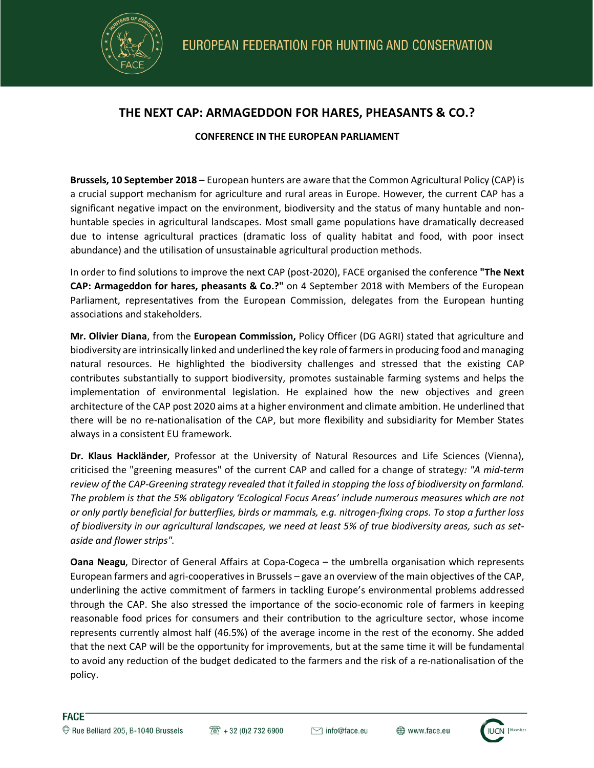# THE NEXT CAP: ARMAGEDDON FOR HARES, PHEASANTS & CO.?

## CONFERENCE IN THE EUROPEAN PARLIAMENT

**Brussels, 10 September 2018** – European hunters are aware that the Common Agricultural Policy (CAP) is a crucial support mechanism for agriculture and rural areas in Europe. However, the current CAP has a significant negative impact on the environment, biodiversity and the status of many huntable and non-huntable species in agricultural landscapes. Most small game populations have dramatically decreased due to intense agricultural practices (dramatic loss of quality habitat and food, with poor insect abundance) and the utilisation of unsustainable agricultural production methods.

In order to find solutions to improve the next CAP (post-2020), FACE organised the conference **"The Next CAP: Armageddon for hares, pheasants & Co.?"** on 4 September 2018 with Members of the European Parliament, representatives from the European Commission, delegates from the European hunting associations and stakeholders.

**Mr. Olivier Diana**, from the **European Commission,** Policy Officer (DG AGRI) stated that agriculture and biodiversity are intrinsically linked and underlined the key role of farmers in producing food and managing natural resources. He highlighted the biodiversity challenges and stressed that the existing CAP contributes substantially to support biodiversity, promotes sustainable farming systems and helps the implementation of environmental legislation. He explained how the new objectives and green architecture of the CAP post 2020 aims at a higher environment and climate ambition. He underlined that there will be no re-nationalisation of the CAP, but more flexibility and subsidiarity for Member States always in a consistent EU framework.

**Dr. Klaus Hackländer**, Professor at the University of Natural Resources and Life Sciences (Vienna), criticised the "greening measures" of the current CAP and called for a change of strategy*: "A mid-term review of the CAP-Greening strategy revealed that it failed in stopping the loss of biodiversity on farmland. The problem is that the 5% obligatory 'Ecological Focus Areas' include numerous measures which are not or only partly beneficial for butterflies, birds or mammals, e.g. nitrogen-fixing crops. To stop a further loss of biodiversity in our agricultural landscapes, we need at least 5% of true biodiversity areas, such as set-aside and flower strips".*

**Oana Neagu**, Director of General Affairs at Copa-Cogeca – the umbrella organisation which represents European farmers and agri-cooperatives in Brussels – gave an overview of the main objectives of the CAP, underlining the active commitment of farmers in tackling Europe's environmental problems addressed through the CAP. She also stressed the importance of the socio-economic role of farmers in keeping reasonable food prices for consumers and their contribution to the agriculture sector, whose income represents currently almost half (46.5%) of the average income in the rest of the economy. She added that the next CAP will be the opportunity for improvements, but at the same time it will be fundamental to avoid any reduction of the budget dedicated to the farmers and the risk of a re-nationalisation of the policy.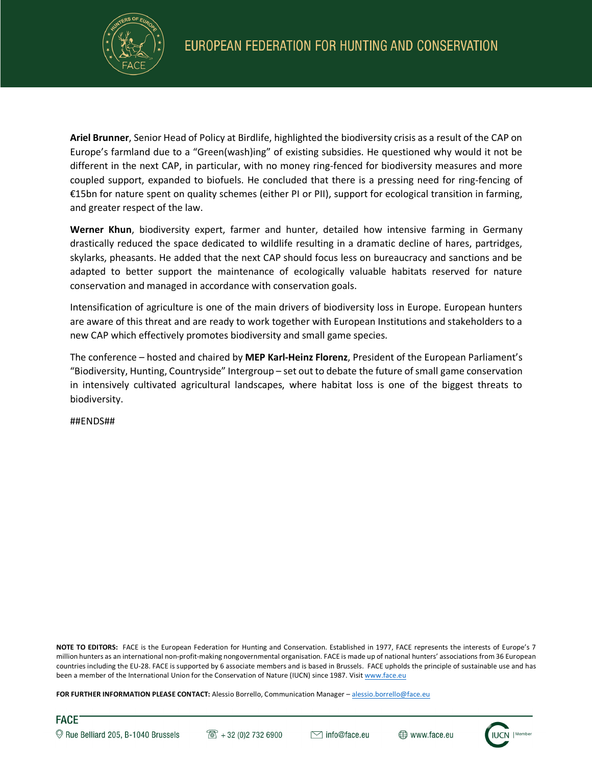**Ariel Brunner**, Senior Head of Policy at Birdlife, highlighted the biodiversity crisis as a result of the CAP on Europe's farmland due to a "Green(wash)ing" of existing subsidies. He questioned why would it not be different in the next CAP, in particular, with no money ring-fenced for biodiversity measures and more coupled support, expanded to biofuels. He concluded that there is a pressing need for ring-fencing of €15bn for nature spent on quality schemes (either PI or PII), support for ecological transition in farming, and greater respect of the law.

**Werner Khun**, biodiversity expert, farmer and hunter, detailed how intensive farming in Germany drastically reduced the space dedicated to wildlife resulting in a dramatic decline of hares, partridges, skylarks, pheasants. He added that the next CAP should focus less on bureaucracy and sanctions and be adapted to better support the maintenance of ecologically valuable habitats reserved for nature conservation and managed in accordance with conservation goals.

Intensification of agriculture is one of the main drivers of biodiversity loss in Europe. European hunters are aware of this threat and are ready to work together with European Institutions and stakeholders to a new CAP which effectively promotes biodiversity and small game species.

The conference – hosted and chaired by **MEP Karl-Heinz Florenz**, President of the European Parliament's "Biodiversity, Hunting, Countryside" Intergroup – set out to debate the future of small game conservation in intensively cultivated agricultural landscapes, where habitat loss is one of the biggest threats to biodiversity.

##ENDS##

**NOTE TO EDITORS:** FACE is the European Federation for Hunting and Conservation. Established in 1977, FACE represents the interests of Europe's 7 million hunters as an international non-profit-making nongovernmental organisation. FACE is made up of national hunters' associations from 36 European countries including the EU-28. FACE is supported by 6 associate members and is based in Brussels. FACE upholds the principle of sustainable use and has been a member of the International Union for the Conservation of Nature (IUCN) since 1987. Visit www.face.eu

**FOR FURTHER INFORMATION PLEASE CONTACT:** Alessio Borrello, Communication Manager – alessio.borrello@face.eu